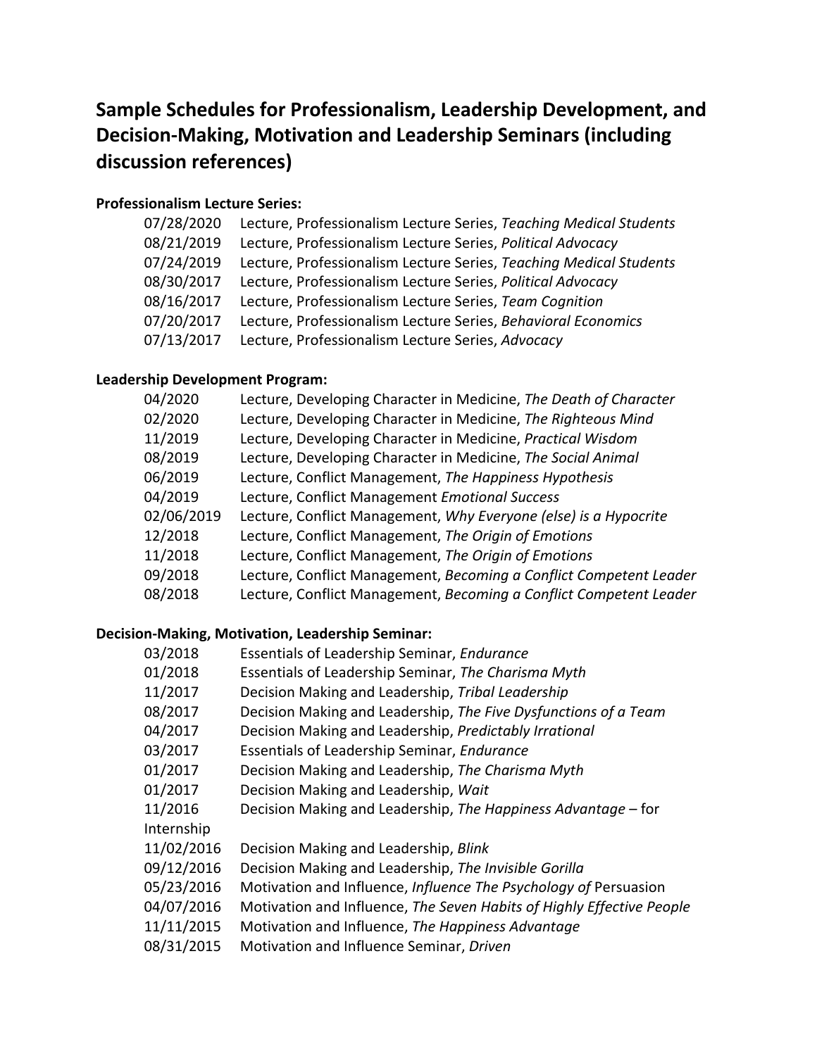# Sample Schedules for Professionalism, Leadership Development, and Decision-Making, Motivation and Leadership Seminars (including discussion references)

**Professionalism Lecture Series:**

| | |
|---|---|
| 07/28/2020 | Lecture, Professionalism Lecture Series, *Teaching Medical Students* |
| 08/21/2019 | Lecture, Professionalism Lecture Series, *Political Advocacy* |
| 07/24/2019 | Lecture, Professionalism Lecture Series, *Teaching Medical Students* |
| 08/30/2017 | Lecture, Professionalism Lecture Series, *Political Advocacy* |
| 08/16/2017 | Lecture, Professionalism Lecture Series, *Team Cognition* |
| 07/20/2017 | Lecture, Professionalism Lecture Series, *Behavioral Economics* |
| 07/13/2017 | Lecture, Professionalism Lecture Series, *Advocacy* |

**Leadership Development Program:**

| | |
|---|---|
| 04/2020 | Lecture, Developing Character in Medicine, *The Death of Character* |
| 02/2020 | Lecture, Developing Character in Medicine, *The Righteous Mind* |
| 11/2019 | Lecture, Developing Character in Medicine, *Practical Wisdom* |
| 08/2019 | Lecture, Developing Character in Medicine, *The Social Animal* |
| 06/2019 | Lecture, Conflict Management, *The Happiness Hypothesis* |
| 04/2019 | Lecture, Conflict Management *Emotional Success* |
| 02/06/2019 | Lecture, Conflict Management, *Why Everyone (else) is a Hypocrite* |
| 12/2018 | Lecture, Conflict Management, *The Origin of Emotions* |
| 11/2018 | Lecture, Conflict Management, *The Origin of Emotions* |
| 09/2018 | Lecture, Conflict Management, *Becoming a Conflict Competent Leader* |
| 08/2018 | Lecture, Conflict Management, *Becoming a Conflict Competent Leader* |

**Decision-Making, Motivation, Leadership Seminar:**

| | |
|---|---|
| 03/2018 | Essentials of Leadership Seminar, *Endurance* |
| 01/2018 | Essentials of Leadership Seminar, *The Charisma Myth* |
| 11/2017 | Decision Making and Leadership, *Tribal Leadership* |
| 08/2017 | Decision Making and Leadership, *The Five Dysfunctions of a Team* |
| 04/2017 | Decision Making and Leadership, *Predictably Irrational* |
| 03/2017 | Essentials of Leadership Seminar, *Endurance* |
| 01/2017 | Decision Making and Leadership, *The Charisma Myth* |
| 01/2017 | Decision Making and Leadership, *Wait* |
| 11/2016 | Decision Making and Leadership, *The Happiness Advantage* – for Internship |
| 11/02/2016 | Decision Making and Leadership, *Blink* |
| 09/12/2016 | Decision Making and Leadership, *The Invisible Gorilla* |
| 05/23/2016 | Motivation and Influence, *Influence The Psychology of* Persuasion |
| 04/07/2016 | Motivation and Influence, *The Seven Habits of Highly Effective People* |
| 11/11/2015 | Motivation and Influence, *The Happiness Advantage* |
| 08/31/2015 | Motivation and Influence Seminar, *Driven* |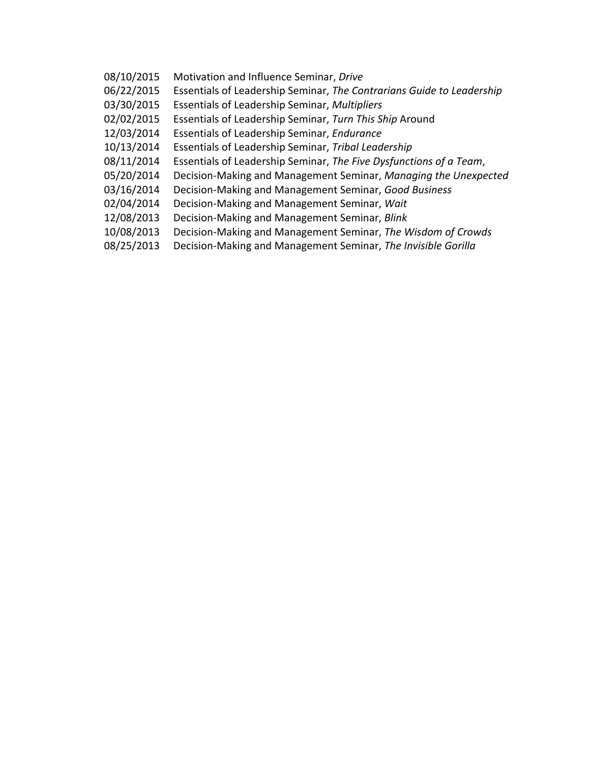08/10/2015 Motivation and Influence Seminar, *Drive*
06/22/2015 Essentials of Leadership Seminar, *The Contrarians Guide to Leadership*
03/30/2015 Essentials of Leadership Seminar, *Multipliers*
02/02/2015 Essentials of Leadership Seminar, *Turn This Ship* Around
12/03/2014 Essentials of Leadership Seminar, *Endurance*
10/13/2014 Essentials of Leadership Seminar, *Tribal Leadership*
08/11/2014 Essentials of Leadership Seminar, *The Five Dysfunctions of a Team*,
05/20/2014 Decision-Making and Management Seminar, *Managing the Unexpected*
03/16/2014 Decision-Making and Management Seminar, *Good Business*
02/04/2014 Decision-Making and Management Seminar, *Wait*
12/08/2013 Decision-Making and Management Seminar, *Blink*
10/08/2013 Decision-Making and Management Seminar, *The Wisdom of Crowds*
08/25/2013 Decision-Making and Management Seminar, *The Invisible Gorilla*